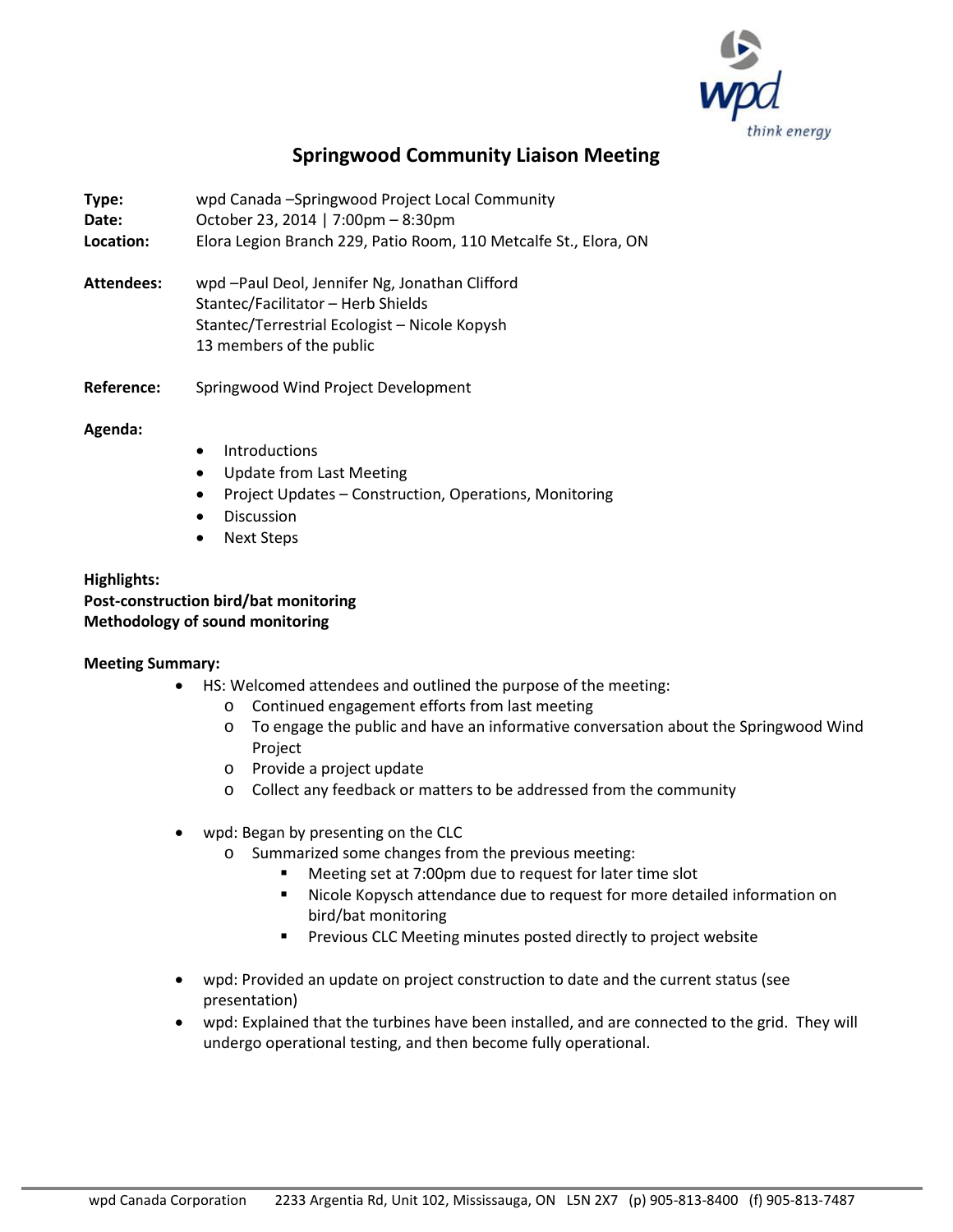# Springwood Community Liaison Meeting

**Type:** wpd Canada –Springwood Project Local Community
**Date:** October 23, 2014 | 7:00pm – 8:30pm
**Location:** Elora Legion Branch 229, Patio Room, 110 Metcalfe St., Elora, ON

**Attendees:** wpd –Paul Deol, Jennifer Ng, Jonathan Clifford
Stantec/Facilitator – Herb Shields
Stantec/Terrestrial Ecologist – Nicole Kopysh
13 members of the public

**Reference:** Springwood Wind Project Development

**Agenda:**

- Introductions
- Update from Last Meeting
- Project Updates – Construction, Operations, Monitoring
- Discussion
- Next Steps

**Highlights:**
**Post-construction bird/bat monitoring**
**Methodology of sound monitoring**

**Meeting Summary:**

- HS: Welcomed attendees and outlined the purpose of the meeting:
  - Continued engagement efforts from last meeting
  - To engage the public and have an informative conversation about the Springwood Wind Project
  - Provide a project update
  - Collect any feedback or matters to be addressed from the community

- wpd: Began by presenting on the CLC
  - Summarized some changes from the previous meeting:
    - Meeting set at 7:00pm due to request for later time slot
    - Nicole Kopysch attendance due to request for more detailed information on bird/bat monitoring
    - Previous CLC Meeting minutes posted directly to project website

- wpd: Provided an update on project construction to date and the current status (see presentation)
- wpd: Explained that the turbines have been installed, and are connected to the grid. They will undergo operational testing, and then become fully operational.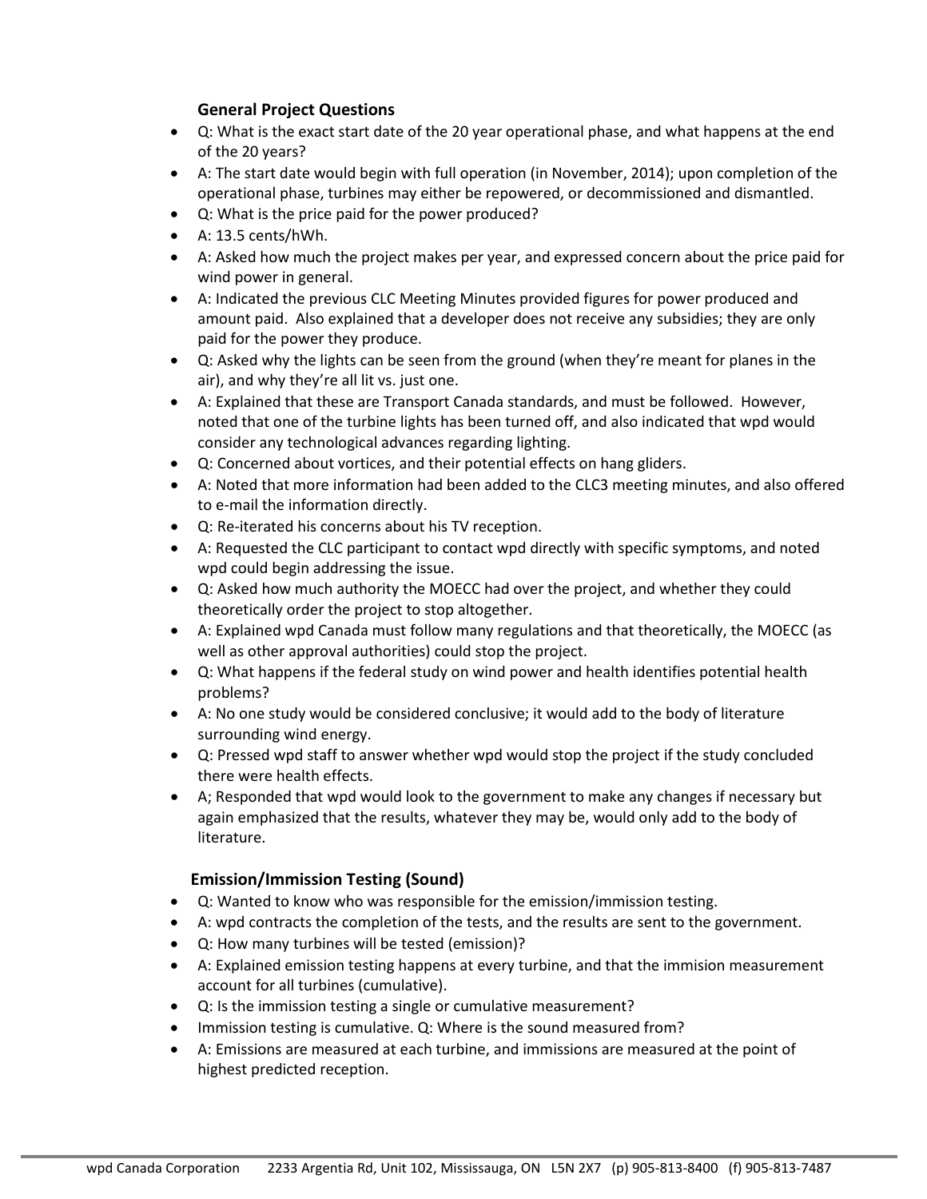### General Project Questions

- Q: What is the exact start date of the 20 year operational phase, and what happens at the end of the 20 years?
- A: The start date would begin with full operation (in November, 2014); upon completion of the operational phase, turbines may either be repowered, or decommissioned and dismantled.
- Q: What is the price paid for the power produced?
- A: 13.5 cents/hWh.
- A: Asked how much the project makes per year, and expressed concern about the price paid for wind power in general.
- A: Indicated the previous CLC Meeting Minutes provided figures for power produced and amount paid. Also explained that a developer does not receive any subsidies; they are only paid for the power they produce.
- Q: Asked why the lights can be seen from the ground (when they're meant for planes in the air), and why they're all lit vs. just one.
- A: Explained that these are Transport Canada standards, and must be followed. However, noted that one of the turbine lights has been turned off, and also indicated that wpd would consider any technological advances regarding lighting.
- Q: Concerned about vortices, and their potential effects on hang gliders.
- A: Noted that more information had been added to the CLC3 meeting minutes, and also offered to e-mail the information directly.
- Q: Re-iterated his concerns about his TV reception.
- A: Requested the CLC participant to contact wpd directly with specific symptoms, and noted wpd could begin addressing the issue.
- Q: Asked how much authority the MOECC had over the project, and whether they could theoretically order the project to stop altogether.
- A: Explained wpd Canada must follow many regulations and that theoretically, the MOECC (as well as other approval authorities) could stop the project.
- Q: What happens if the federal study on wind power and health identifies potential health problems?
- A: No one study would be considered conclusive; it would add to the body of literature surrounding wind energy.
- Q: Pressed wpd staff to answer whether wpd would stop the project if the study concluded there were health effects.
- A; Responded that wpd would look to the government to make any changes if necessary but again emphasized that the results, whatever they may be, would only add to the body of literature.

### Emission/Immission Testing (Sound)

- Q: Wanted to know who was responsible for the emission/immission testing.
- A: wpd contracts the completion of the tests, and the results are sent to the government.
- Q: How many turbines will be tested (emission)?
- A: Explained emission testing happens at every turbine, and that the immision measurement account for all turbines (cumulative).
- Q: Is the immission testing a single or cumulative measurement?
- Immission testing is cumulative. Q: Where is the sound measured from?
- A: Emissions are measured at each turbine, and immissions are measured at the point of highest predicted reception.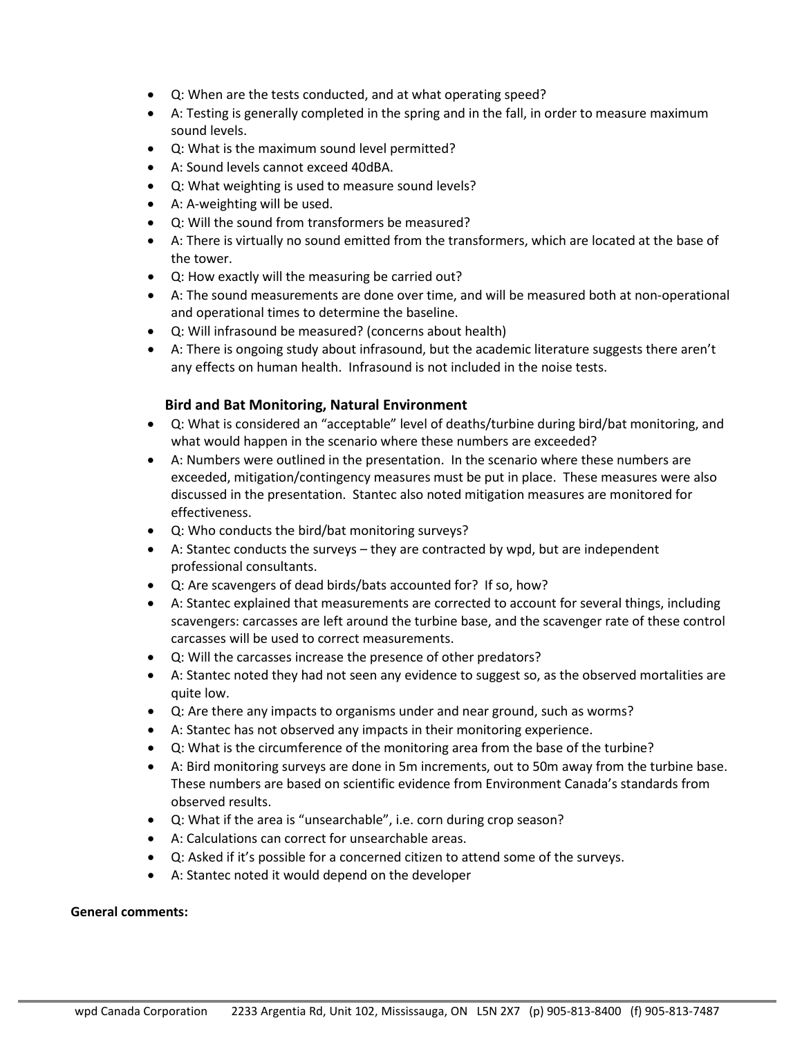- Q: When are the tests conducted, and at what operating speed?
- A: Testing is generally completed in the spring and in the fall, in order to measure maximum sound levels.
- Q: What is the maximum sound level permitted?
- A: Sound levels cannot exceed 40dBA.
- Q: What weighting is used to measure sound levels?
- A: A-weighting will be used.
- Q: Will the sound from transformers be measured?
- A: There is virtually no sound emitted from the transformers, which are located at the base of the tower.
- Q: How exactly will the measuring be carried out?
- A: The sound measurements are done over time, and will be measured both at non-operational and operational times to determine the baseline.
- Q: Will infrasound be measured? (concerns about health)
- A: There is ongoing study about infrasound, but the academic literature suggests there aren't any effects on human health. Infrasound is not included in the noise tests.

**Bird and Bat Monitoring, Natural Environment**

- Q: What is considered an "acceptable" level of deaths/turbine during bird/bat monitoring, and what would happen in the scenario where these numbers are exceeded?
- A: Numbers were outlined in the presentation. In the scenario where these numbers are exceeded, mitigation/contingency measures must be put in place. These measures were also discussed in the presentation. Stantec also noted mitigation measures are monitored for effectiveness.
- Q: Who conducts the bird/bat monitoring surveys?
- A: Stantec conducts the surveys – they are contracted by wpd, but are independent professional consultants.
- Q: Are scavengers of dead birds/bats accounted for? If so, how?
- A: Stantec explained that measurements are corrected to account for several things, including scavengers: carcasses are left around the turbine base, and the scavenger rate of these control carcasses will be used to correct measurements.
- Q: Will the carcasses increase the presence of other predators?
- A: Stantec noted they had not seen any evidence to suggest so, as the observed mortalities are quite low.
- Q: Are there any impacts to organisms under and near ground, such as worms?
- A: Stantec has not observed any impacts in their monitoring experience.
- Q: What is the circumference of the monitoring area from the base of the turbine?
- A: Bird monitoring surveys are done in 5m increments, out to 50m away from the turbine base. These numbers are based on scientific evidence from Environment Canada's standards from observed results.
- Q: What if the area is "unsearchable", i.e. corn during crop season?
- A: Calculations can correct for unsearchable areas.
- Q: Asked if it's possible for a concerned citizen to attend some of the surveys.
- A: Stantec noted it would depend on the developer

**General comments:**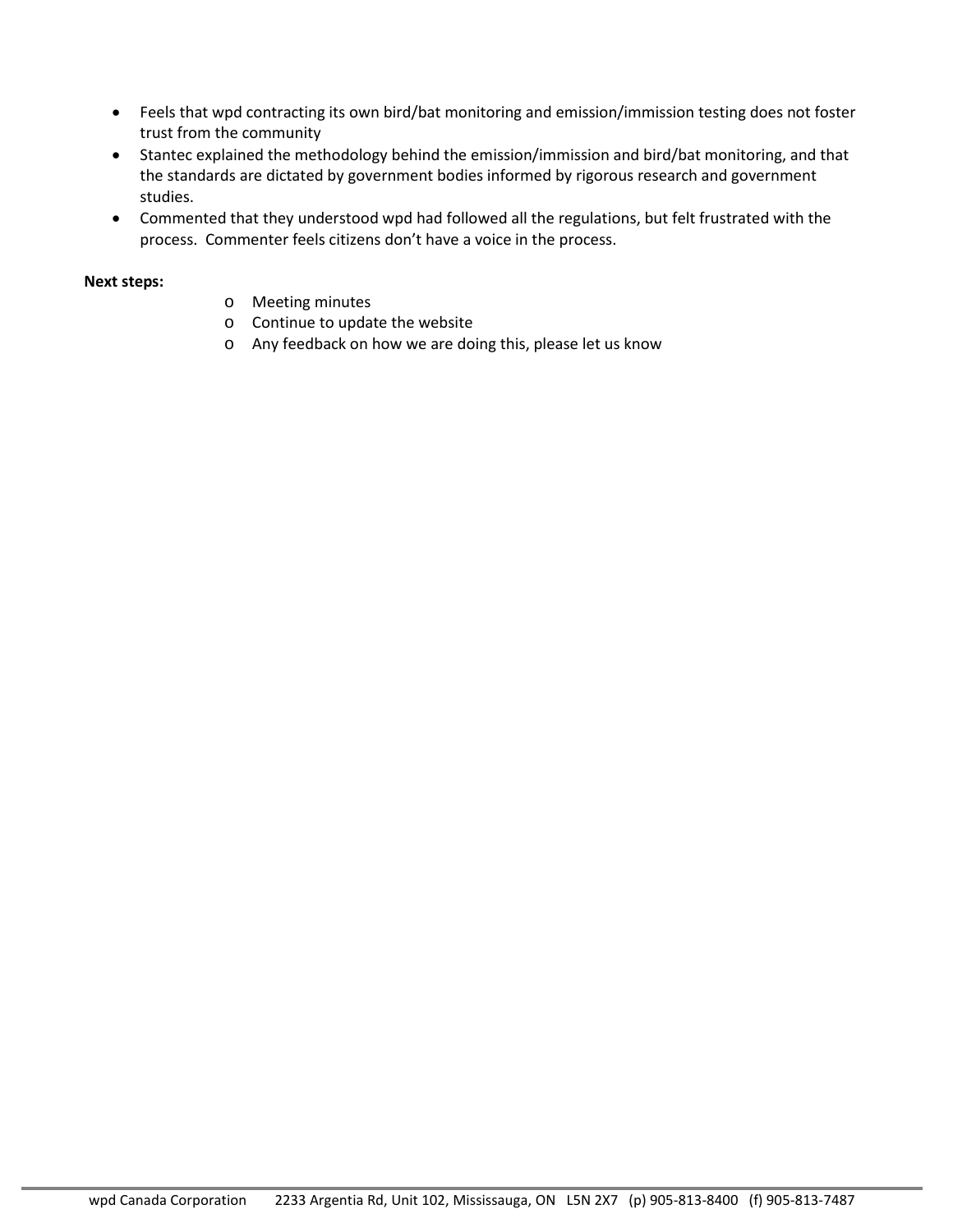- Feels that wpd contracting its own bird/bat monitoring and emission/immission testing does not foster trust from the community
- Stantec explained the methodology behind the emission/immission and bird/bat monitoring, and that the standards are dictated by government bodies informed by rigorous research and government studies.
- Commented that they understood wpd had followed all the regulations, but felt frustrated with the process. Commenter feels citizens don't have a voice in the process.

**Next steps:**

- Meeting minutes
- Continue to update the website
- Any feedback on how we are doing this, please let us know